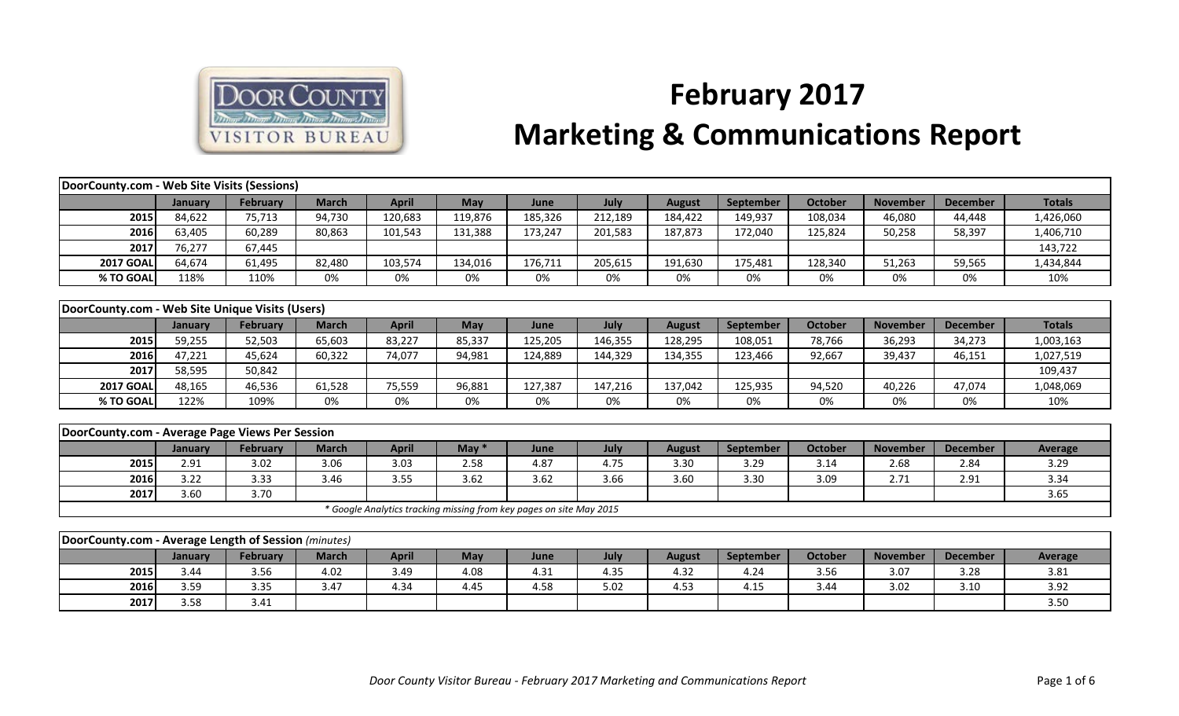# February 2017
# Marketing & Communications Report

| DoorCounty.com - Web Site Visits (Sessions) | | | | | | | | | | | | | |
|---|---|---|---|---|---|---|---|---|---|---|---|---|---|
| | **January** | **February** | **March** | **April** | **May** | **June** | **July** | **August** | **September** | **October** | **November** | **December** | **Totals** |
| **2015** | 84,622 | 75,713 | 94,730 | 120,683 | 119,876 | 185,326 | 212,189 | 184,422 | 149,937 | 108,034 | 46,080 | 44,448 | 1,426,060 |
| **2016** | 63,405 | 60,289 | 80,863 | 101,543 | 131,388 | 173,247 | 201,583 | 187,873 | 172,040 | 125,824 | 50,258 | 58,397 | 1,406,710 |
| **2017** | 76,277 | 67,445 | | | | | | | | | | | 143,722 |
| **2017 GOAL** | 64,674 | 61,495 | 82,480 | 103,574 | 134,016 | 176,711 | 205,615 | 191,630 | 175,481 | 128,340 | 51,263 | 59,565 | 1,434,844 |
| **% TO GOAL** | 118% | 110% | 0% | 0% | 0% | 0% | 0% | 0% | 0% | 0% | 0% | 0% | 10% |

| DoorCounty.com - Web Site Unique Visits (Users) | | | | | | | | | | | | | |
|---|---|---|---|---|---|---|---|---|---|---|---|---|---|
| | **January** | **February** | **March** | **April** | **May** | **June** | **July** | **August** | **September** | **October** | **November** | **December** | **Totals** |
| **2015** | 59,255 | 52,503 | 65,603 | 83,227 | 85,337 | 125,205 | 146,355 | 128,295 | 108,051 | 78,766 | 36,293 | 34,273 | 1,003,163 |
| **2016** | 47,221 | 45,624 | 60,322 | 74,077 | 94,981 | 124,889 | 144,329 | 134,355 | 123,466 | 92,667 | 39,437 | 46,151 | 1,027,519 |
| **2017** | 58,595 | 50,842 | | | | | | | | | | | 109,437 |
| **2017 GOAL** | 48,165 | 46,536 | 61,528 | 75,559 | 96,881 | 127,387 | 147,216 | 137,042 | 125,935 | 94,520 | 40,226 | 47,074 | 1,048,069 |
| **% TO GOAL** | 122% | 109% | 0% | 0% | 0% | 0% | 0% | 0% | 0% | 0% | 0% | 0% | 10% |

| DoorCounty.com - Average Page Views Per Session | | | | | | | | | | | | | |
|---|---|---|---|---|---|---|---|---|---|---|---|---|---|
| | **January** | **February** | **March** | **April** | **May** * | **June** | **July** | **August** | **September** | **October** | **November** | **December** | **Average** |
| **2015** | 2.91 | 3.02 | 3.06 | 3.03 | 2.58 | 4.87 | 4.75 | 3.30 | 3.29 | 3.14 | 2.68 | 2.84 | 3.29 |
| **2016** | 3.22 | 3.33 | 3.46 | 3.55 | 3.62 | 3.62 | 3.66 | 3.60 | 3.30 | 3.09 | 2.71 | 2.91 | 3.34 |
| **2017** | 3.60 | 3.70 | | | | | | | | | | | 3.65 |
| *\* Google Analytics tracking missing from key pages on site May 2015* | | | | | | | | | | | | | |

| DoorCounty.com - Average Length of Session *(minutes)* | | | | | | | | | | | | | |
|---|---|---|---|---|---|---|---|---|---|---|---|---|---|
| | **January** | **February** | **March** | **April** | **May** | **June** | **July** | **August** | **September** | **October** | **November** | **December** | **Average** |
| **2015** | 3.44 | 3.56 | 4.02 | 3.49 | 4.08 | 4.31 | 4.35 | 4.32 | 4.24 | 3.56 | 3.07 | 3.28 | 3.81 |
| **2016** | 3.59 | 3.35 | 3.47 | 4.34 | 4.45 | 4.58 | 5.02 | 4.53 | 4.15 | 3.44 | 3.02 | 3.10 | 3.92 |
| **2017** | 3.58 | 3.41 | | | | | | | | | | | 3.50 |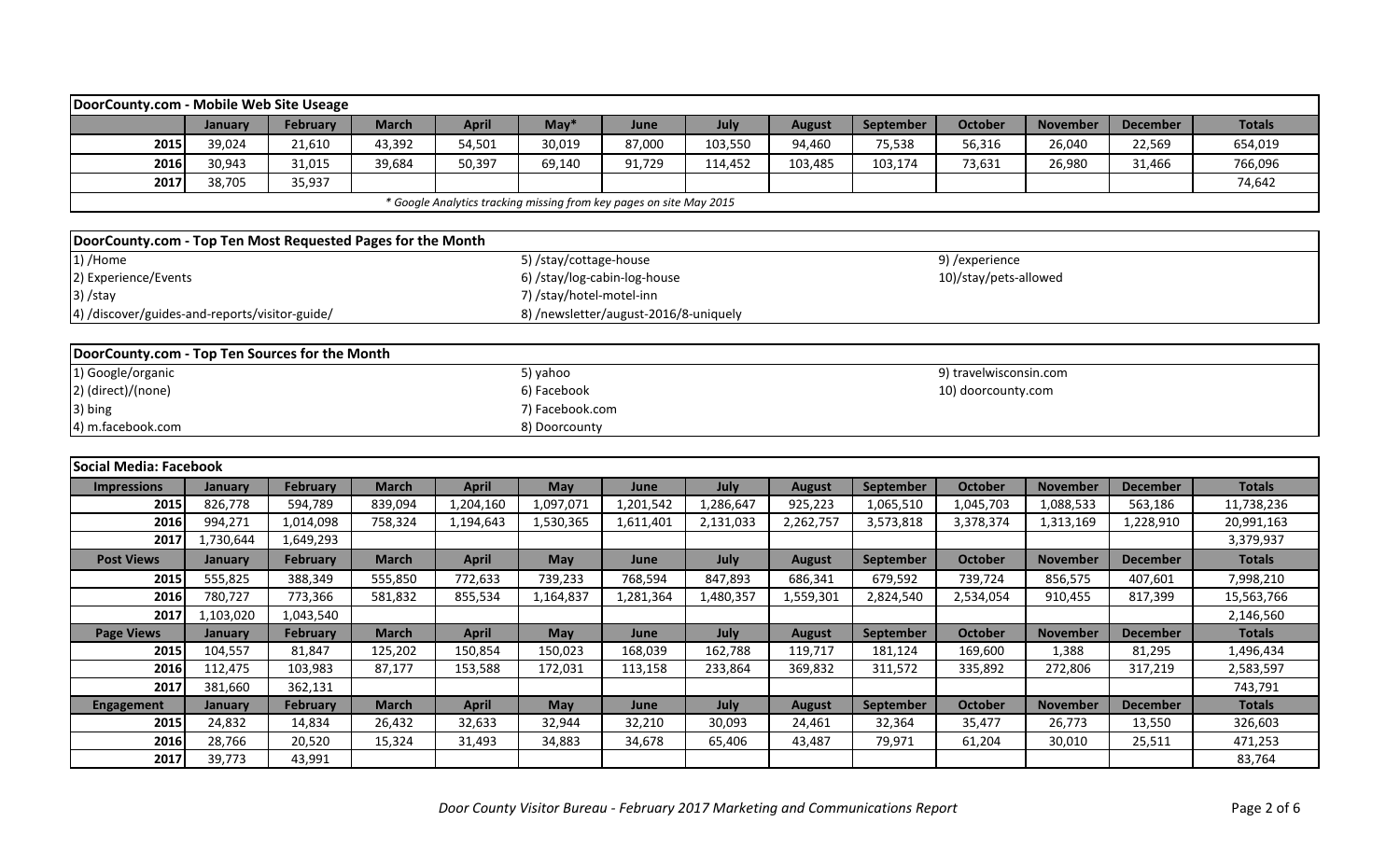## DoorCounty.com - Mobile Web Site Useage

| | January | February | March | April | May* | June | July | August | September | October | November | December | Totals |
|---|---|---|---|---|---|---|---|---|---|---|---|---|---|
| 2015 | 39,024 | 21,610 | 43,392 | 54,501 | 30,019 | 87,000 | 103,550 | 94,460 | 75,538 | 56,316 | 26,040 | 22,569 | 654,019 |
| 2016 | 30,943 | 31,015 | 39,684 | 50,397 | 69,140 | 91,729 | 114,452 | 103,485 | 103,174 | 73,631 | 26,980 | 31,466 | 766,096 |
| 2017 | 38,705 | 35,937 | | | | | | | | | | | 74,642 |

*\* Google Analytics tracking missing from key pages on site May 2015*

## DoorCounty.com - Top Ten Most Requested Pages for the Month

1) /Home
2) Experience/Events
3) /stay
4) /discover/guides-and-reports/visitor-guide/
5) /stay/cottage-house
6) /stay/log-cabin-log-house
7) /stay/hotel-motel-inn
8) /newsletter/august-2016/8-uniquely
9) /experience
10)/stay/pets-allowed

## DoorCounty.com - Top Ten Sources for the Month

1) Google/organic
2) (direct)/(none)
3) bing
4) m.facebook.com
5) yahoo
6) Facebook
7) Facebook.com
8) Doorcounty
9) travelwisconsin.com
10) doorcounty.com

## Social Media: Facebook

| Impressions | January | February | March | April | May | June | July | August | September | October | November | December | Totals |
|---|---|---|---|---|---|---|---|---|---|---|---|---|---|
| 2015 | 826,778 | 594,789 | 839,094 | 1,204,160 | 1,097,071 | 1,201,542 | 1,286,647 | 925,223 | 1,065,510 | 1,045,703 | 1,088,533 | 563,186 | 11,738,236 |
| 2016 | 994,271 | 1,014,098 | 758,324 | 1,194,643 | 1,530,365 | 1,611,401 | 2,131,033 | 2,262,757 | 3,573,818 | 3,378,374 | 1,313,169 | 1,228,910 | 20,991,163 |
| 2017 | 1,730,644 | 1,649,293 | | | | | | | | | | | 3,379,937 |
| **Post Views** | **January** | **February** | **March** | **April** | **May** | **June** | **July** | **August** | **September** | **October** | **November** | **December** | **Totals** |
| 2015 | 555,825 | 388,349 | 555,850 | 772,633 | 739,233 | 768,594 | 847,893 | 686,341 | 679,592 | 739,724 | 856,575 | 407,601 | 7,998,210 |
| 2016 | 780,727 | 773,366 | 581,832 | 855,534 | 1,164,837 | 1,281,364 | 1,480,357 | 1,559,301 | 2,824,540 | 2,534,054 | 910,455 | 817,399 | 15,563,766 |
| 2017 | 1,103,020 | 1,043,540 | | | | | | | | | | | 2,146,560 |
| **Page Views** | **January** | **February** | **March** | **April** | **May** | **June** | **July** | **August** | **September** | **October** | **November** | **December** | **Totals** |
| 2015 | 104,557 | 81,847 | 125,202 | 150,854 | 150,023 | 168,039 | 162,788 | 119,717 | 181,124 | 169,600 | 1,388 | 81,295 | 1,496,434 |
| 2016 | 112,475 | 103,983 | 87,177 | 153,588 | 172,031 | 113,158 | 233,864 | 369,832 | 311,572 | 335,892 | 272,806 | 317,219 | 2,583,597 |
| 2017 | 381,660 | 362,131 | | | | | | | | | | | 743,791 |
| **Engagement** | **January** | **February** | **March** | **April** | **May** | **June** | **July** | **August** | **September** | **October** | **November** | **December** | **Totals** |
| 2015 | 24,832 | 14,834 | 26,432 | 32,633 | 32,944 | 32,210 | 30,093 | 24,461 | 32,364 | 35,477 | 26,773 | 13,550 | 326,603 |
| 2016 | 28,766 | 20,520 | 15,324 | 31,493 | 34,883 | 34,678 | 65,406 | 43,487 | 79,971 | 61,204 | 30,010 | 25,511 | 471,253 |
| 2017 | 39,773 | 43,991 | | | | | | | | | | | 83,764 |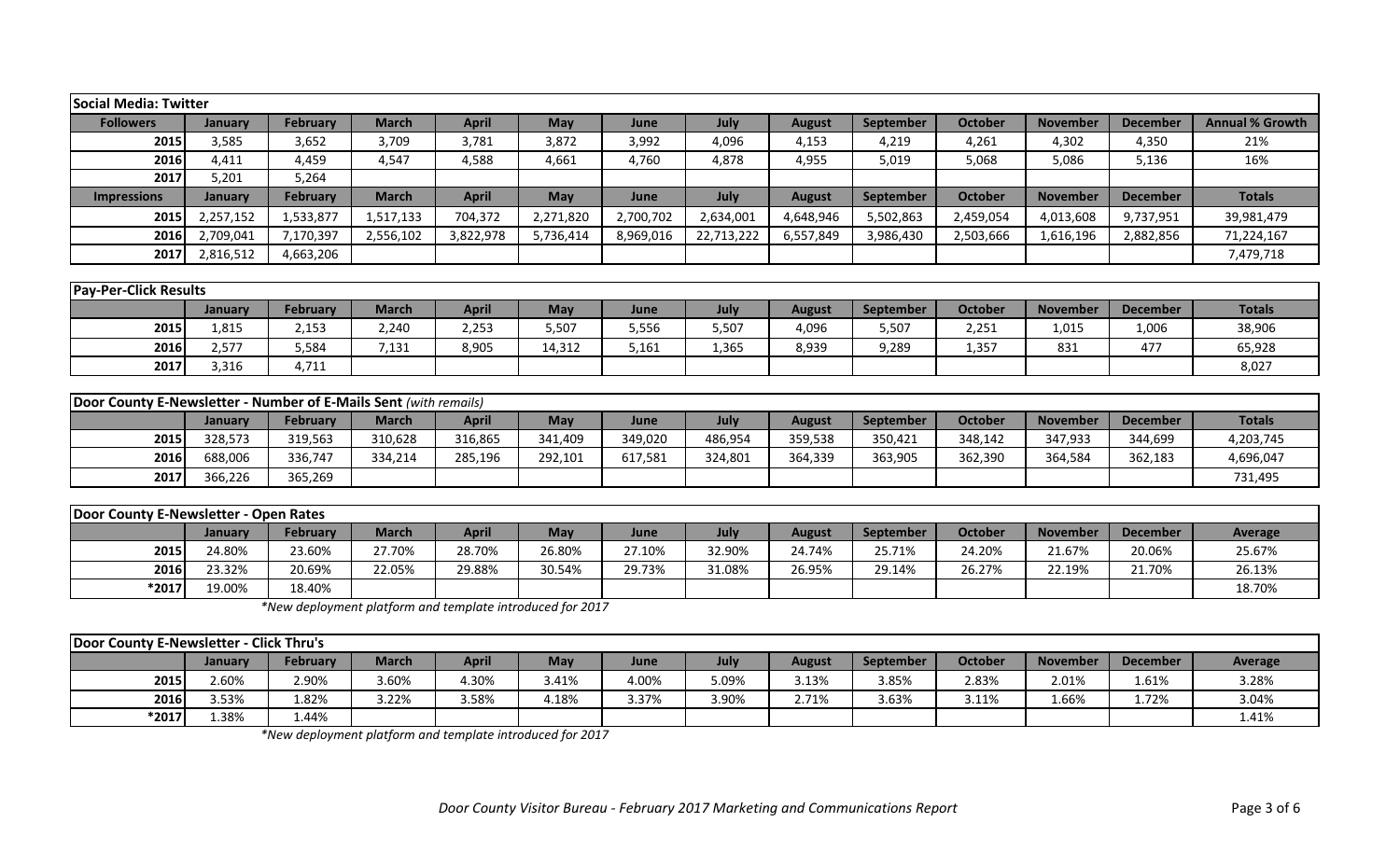| Social Media: Twitter | | | | | | | | | | | | | |
|---|---|---|---|---|---|---|---|---|---|---|---|---|---|
| **Followers** | **January** | **February** | **March** | **April** | **May** | **June** | **July** | **August** | **September** | **October** | **November** | **December** | **Annual % Growth** |
| 2015 | 3,585 | 3,652 | 3,709 | 3,781 | 3,872 | 3,992 | 4,096 | 4,153 | 4,219 | 4,261 | 4,302 | 4,350 | 21% |
| 2016 | 4,411 | 4,459 | 4,547 | 4,588 | 4,661 | 4,760 | 4,878 | 4,955 | 5,019 | 5,068 | 5,086 | 5,136 | 16% |
| 2017 | 5,201 | 5,264 | | | | | | | | | | | |
| **Impressions** | **January** | **February** | **March** | **April** | **May** | **June** | **July** | **August** | **September** | **October** | **November** | **December** | **Totals** |
| 2015 | 2,257,152 | 1,533,877 | 1,517,133 | 704,372 | 2,271,820 | 2,700,702 | 2,634,001 | 4,648,946 | 5,502,863 | 2,459,054 | 4,013,608 | 9,737,951 | 39,981,479 |
| 2016 | 2,709,041 | 7,170,397 | 2,556,102 | 3,822,978 | 5,736,414 | 8,969,016 | 22,713,222 | 6,557,849 | 3,986,430 | 2,503,666 | 1,616,196 | 2,882,856 | 71,224,167 |
| 2017 | 2,816,512 | 4,663,206 | | | | | | | | | | | 7,479,718 |

| Pay-Per-Click Results | | | | | | | | | | | | | |
|---|---|---|---|---|---|---|---|---|---|---|---|---|---|
| | **January** | **February** | **March** | **April** | **May** | **June** | **July** | **August** | **September** | **October** | **November** | **December** | **Totals** |
| 2015 | 1,815 | 2,153 | 2,240 | 2,253 | 5,507 | 5,556 | 5,507 | 4,096 | 5,507 | 2,251 | 1,015 | 1,006 | 38,906 |
| 2016 | 2,577 | 5,584 | 7,131 | 8,905 | 14,312 | 5,161 | 1,365 | 8,939 | 9,289 | 1,357 | 831 | 477 | 65,928 |
| 2017 | 3,316 | 4,711 | | | | | | | | | | | 8,027 |

| Door County E-Newsletter - Number of E-Mails Sent *(with remails)* | | | | | | | | | | | | | |
|---|---|---|---|---|---|---|---|---|---|---|---|---|---|
| | **January** | **February** | **March** | **April** | **May** | **June** | **July** | **August** | **September** | **October** | **November** | **December** | **Totals** |
| 2015 | 328,573 | 319,563 | 310,628 | 316,865 | 341,409 | 349,020 | 486,954 | 359,538 | 350,421 | 348,142 | 347,933 | 344,699 | 4,203,745 |
| 2016 | 688,006 | 336,747 | 334,214 | 285,196 | 292,101 | 617,581 | 324,801 | 364,339 | 363,905 | 362,390 | 364,584 | 362,183 | 4,696,047 |
| 2017 | 366,226 | 365,269 | | | | | | | | | | | 731,495 |

| Door County E-Newsletter - Open Rates | | | | | | | | | | | | | |
|---|---|---|---|---|---|---|---|---|---|---|---|---|---|
| | **January** | **February** | **March** | **April** | **May** | **June** | **July** | **August** | **September** | **October** | **November** | **December** | **Average** |
| 2015 | 24.80% | 23.60% | 27.70% | 28.70% | 26.80% | 27.10% | 32.90% | 24.74% | 25.71% | 24.20% | 21.67% | 20.06% | 25.67% |
| 2016 | 23.32% | 20.69% | 22.05% | 29.88% | 30.54% | 29.73% | 31.08% | 26.95% | 29.14% | 26.27% | 22.19% | 21.70% | 26.13% |
| *2017 | 19.00% | 18.40% | | | | | | | | | | | 18.70% |

*\*New deployment platform and template introduced for 2017*

| Door County E-Newsletter - Click Thru's | | | | | | | | | | | | | |
|---|---|---|---|---|---|---|---|---|---|---|---|---|---|
| | **January** | **February** | **March** | **April** | **May** | **June** | **July** | **August** | **September** | **October** | **November** | **December** | **Average** |
| 2015 | 2.60% | 2.90% | 3.60% | 4.30% | 3.41% | 4.00% | 5.09% | 3.13% | 3.85% | 2.83% | 2.01% | 1.61% | 3.28% |
| 2016 | 3.53% | 1.82% | 3.22% | 3.58% | 4.18% | 3.37% | 3.90% | 2.71% | 3.63% | 3.11% | 1.66% | 1.72% | 3.04% |
| *2017 | 1.38% | 1.44% | | | | | | | | | | | 1.41% |

*\*New deployment platform and template introduced for 2017*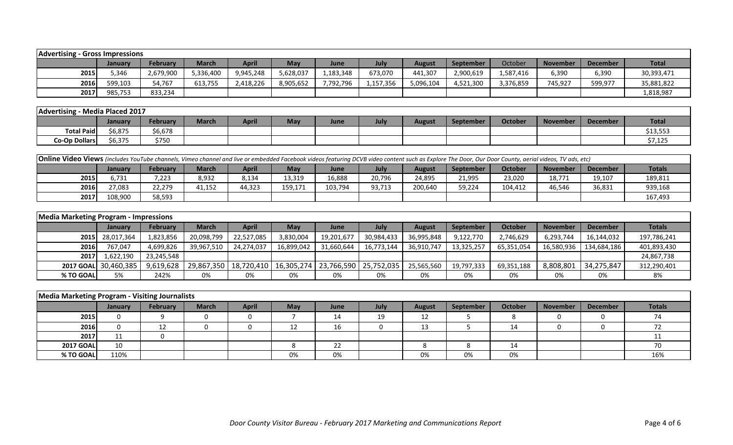| Advertising - Gross Impressions | | | | | | | | | | | | | |
|---|---|---|---|---|---|---|---|---|---|---|---|---|---|
| | January | February | March | April | May | June | July | August | September | October | November | December | Total |
| 2015 | 5,346 | 2,679,900 | 5,336,400 | 9,945,248 | 5,628,037 | 1,183,348 | 673,070 | 441,307 | 2,900,619 | 1,587,416 | 6,390 | 6,390 | 30,393,471 |
| 2016 | 599,103 | 54,767 | 613,755 | 2,418,226 | 8,905,652 | 7,792,796 | 1,157,356 | 5,096,104 | 4,521,300 | 3,376,859 | 745,927 | 599,977 | 35,881,822 |
| 2017 | 985,753 | 833,234 | | | | | | | | | | | 1,818,987 |

| Advertising - Media Placed 2017 | | | | | | | | | | | | | |
|---|---|---|---|---|---|---|---|---|---|---|---|---|---|
| | January | February | March | April | May | June | July | August | September | October | November | December | Total |
| Total Paid | $6,875 | $6,678 | | | | | | | | | | | $13,553 |
| Co-Op Dollars | $6,375 | $750 | | | | | | | | | | | $7,125 |

| **Online Video Views** *(includes YouTube channels, Vimeo channel and live or embedded Facebook videos featuring DCVB video content such as Explore The Door, Our Door County, aerial videos, TV ads, etc)* | | | | | | | | | | | | | |
|---|---|---|---|---|---|---|---|---|---|---|---|---|---|
| | January | February | March | April | May | June | July | August | September | October | November | December | Totals |
| 2015 | 6,731 | 7,223 | 8,932 | 8,134 | 13,319 | 16,888 | 20,796 | 24,895 | 21,995 | 23,020 | 18,771 | 19,107 | 189,811 |
| 2016 | 27,083 | 22,279 | 41,152 | 44,323 | 159,171 | 103,794 | 93,713 | 200,640 | 59,224 | 104,412 | 46,546 | 36,831 | 939,168 |
| 2017 | 108,900 | 58,593 | | | | | | | | | | | 167,493 |

| Media Marketing Program - Impressions | | | | | | | | | | | | | |
|---|---|---|---|---|---|---|---|---|---|---|---|---|---|
| | January | February | March | April | May | June | July | August | September | October | November | December | Totals |
| 2015 | 28,017,364 | 1,823,856 | 20,098,799 | 22,527,085 | 3,830,004 | 19,201,677 | 30,984,433 | 36,995,848 | 9,122,770 | 2,746,629 | 6,293,744 | 16,144,032 | 197,786,241 |
| 2016 | 767,047 | 4,699,826 | 39,967,510 | 24,274,037 | 16,899,042 | 31,660,644 | 16,773,144 | 36,910,747 | 13,325,257 | 65,351,054 | 16,580,936 | 134,684,186 | 401,893,430 |
| 2017 | 1,622,190 | 23,245,548 | | | | | | | | | | | 24,867,738 |
| 2017 GOAL | 30,460,385 | 9,619,628 | 29,867,350 | 18,720,410 | 16,305,274 | 23,766,590 | 25,752,035 | 25,565,560 | 19,797,333 | 69,351,188 | 8,808,801 | 34,275,847 | 312,290,401 |
| % TO GOAL | 5% | 242% | 0% | 0% | 0% | 0% | 0% | 0% | 0% | 0% | 0% | 0% | 8% |

| Media Marketing Program - Visiting Journalists | | | | | | | | | | | | | |
|---|---|---|---|---|---|---|---|---|---|---|---|---|---|
| | January | February | March | April | May | June | July | August | September | October | November | December | Totals |
| 2015 | 0 | 9 | 0 | 0 | 7 | 14 | 19 | 12 | 5 | 8 | 0 | 0 | 74 |
| 2016 | 0 | 12 | 0 | 0 | 12 | 16 | 0 | 13 | 5 | 14 | 0 | 0 | 72 |
| 2017 | 11 | 0 | | | | | | | | | | | 11 |
| 2017 GOAL | 10 | | | | 8 | 22 | | 8 | 8 | 14 | | | 70 |
| % TO GOAL | 110% | | | | 0% | 0% | | 0% | 0% | 0% | | | 16% |

*Door County Visitor Bureau - February 2017 Marketing and Communications Report*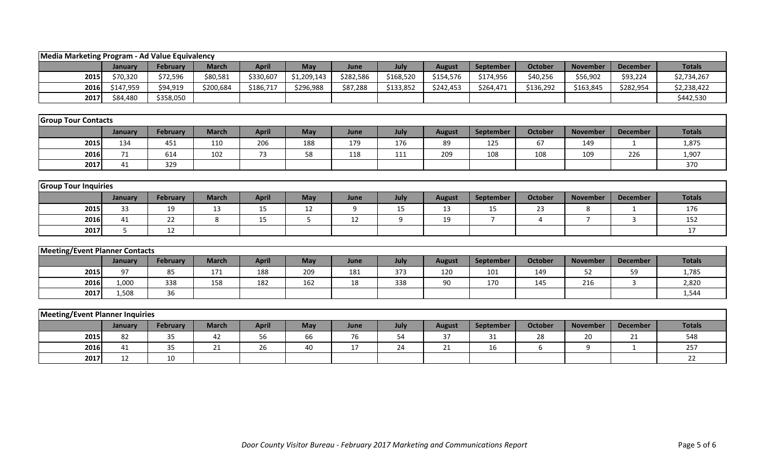| Media Marketing Program - Ad Value Equivalency | | | | | | | | | | | | | |
|---|---|---|---|---|---|---|---|---|---|---|---|---|---|
| | January | February | March | April | May | June | July | August | September | October | November | December | Totals |
| 2015 | $70,320 | $72,596 | $80,581 | $330,607 | $1,209,143 | $282,586 | $168,520 | $154,576 | $174,956 | $40,256 | $56,902 | $93,224 | $2,734,267 |
| 2016 | $147,959 | $94,919 | $200,684 | $186,717 | $296,988 | $87,288 | $133,852 | $242,453 | $264,471 | $136,292 | $163,845 | $282,954 | $2,238,422 |
| 2017 | $84,480 | $358,050 | | | | | | | | | | | $442,530 |

| Group Tour Contacts | | | | | | | | | | | | | |
|---|---|---|---|---|---|---|---|---|---|---|---|---|---|
| | January | February | March | April | May | June | July | August | September | October | November | December | Totals |
| 2015 | 134 | 451 | 110 | 206 | 188 | 179 | 176 | 89 | 125 | 67 | 149 | 1 | 1,875 |
| 2016 | 71 | 614 | 102 | 73 | 58 | 118 | 111 | 209 | 108 | 108 | 109 | 226 | 1,907 |
| 2017 | 41 | 329 | | | | | | | | | | | 370 |

| Group Tour Inquiries | | | | | | | | | | | | | |
|---|---|---|---|---|---|---|---|---|---|---|---|---|---|
| | January | February | March | April | May | June | July | August | September | October | November | December | Totals |
| 2015 | 33 | 19 | 13 | 15 | 12 | 9 | 15 | 13 | 15 | 23 | 8 | 1 | 176 |
| 2016 | 41 | 22 | 8 | 15 | 5 | 12 | 9 | 19 | 7 | 4 | 7 | 3 | 152 |
| 2017 | 5 | 12 | | | | | | | | | | | 17 |

| Meeting/Event Planner Contacts | | | | | | | | | | | | | |
|---|---|---|---|---|---|---|---|---|---|---|---|---|---|
| | January | February | March | April | May | June | July | August | September | October | November | December | Totals |
| 2015 | 97 | 85 | 171 | 188 | 209 | 181 | 373 | 120 | 101 | 149 | 52 | 59 | 1,785 |
| 2016 | 1,000 | 338 | 158 | 182 | 162 | 18 | 338 | 90 | 170 | 145 | 216 | 3 | 2,820 |
| 2017 | 1,508 | 36 | | | | | | | | | | | 1,544 |

| Meeting/Event Planner Inquiries | | | | | | | | | | | | | |
|---|---|---|---|---|---|---|---|---|---|---|---|---|---|
| | January | February | March | April | May | June | July | August | September | October | November | December | Totals |
| 2015 | 82 | 35 | 42 | 56 | 66 | 76 | 54 | 37 | 31 | 28 | 20 | 21 | 548 |
| 2016 | 41 | 35 | 21 | 26 | 40 | 17 | 24 | 21 | 16 | 6 | 9 | 1 | 257 |
| 2017 | 12 | 10 | | | | | | | | | | | 22 |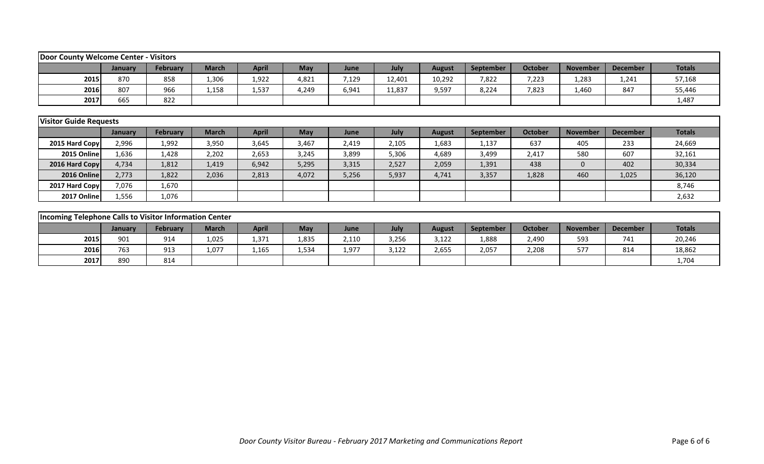| Door County Welcome Center - Visitors | | | | | | | | | | | | | |
|---|---|---|---|---|---|---|---|---|---|---|---|---|---|
| | January | February | March | April | May | June | July | August | September | October | November | December | Totals |
| 2015 | 870 | 858 | 1,306 | 1,922 | 4,821 | 7,129 | 12,401 | 10,292 | 7,822 | 7,223 | 1,283 | 1,241 | 57,168 |
| 2016 | 807 | 966 | 1,158 | 1,537 | 4,249 | 6,941 | 11,837 | 9,597 | 8,224 | 7,823 | 1,460 | 847 | 55,446 |
| 2017 | 665 | 822 | | | | | | | | | | | 1,487 |

| Visitor Guide Requests | | | | | | | | | | | | | |
|---|---|---|---|---|---|---|---|---|---|---|---|---|---|
| | January | February | March | April | May | June | July | August | September | October | November | December | Totals |
| 2015 Hard Copy | 2,996 | 1,992 | 3,950 | 3,645 | 3,467 | 2,419 | 2,105 | 1,683 | 1,137 | 637 | 405 | 233 | 24,669 |
| 2015 Online | 1,636 | 1,428 | 2,202 | 2,653 | 3,245 | 3,899 | 5,306 | 4,689 | 3,499 | 2,417 | 580 | 607 | 32,161 |
| 2016 Hard Copy | 4,734 | 1,812 | 1,419 | 6,942 | 5,295 | 3,315 | 2,527 | 2,059 | 1,391 | 438 | 0 | 402 | 30,334 |
| 2016 Online | 2,773 | 1,822 | 2,036 | 2,813 | 4,072 | 5,256 | 5,937 | 4,741 | 3,357 | 1,828 | 460 | 1,025 | 36,120 |
| 2017 Hard Copy | 7,076 | 1,670 | | | | | | | | | | | 8,746 |
| 2017 Online | 1,556 | 1,076 | | | | | | | | | | | 2,632 |

| Incoming Telephone Calls to Visitor Information Center | | | | | | | | | | | | | |
|---|---|---|---|---|---|---|---|---|---|---|---|---|---|
| | January | February | March | April | May | June | July | August | September | October | November | December | Totals |
| 2015 | 901 | 914 | 1,025 | 1,371 | 1,835 | 2,110 | 3,256 | 3,122 | 1,888 | 2,490 | 593 | 741 | 20,246 |
| 2016 | 763 | 913 | 1,077 | 1,165 | 1,534 | 1,977 | 3,122 | 2,655 | 2,057 | 2,208 | 577 | 814 | 18,862 |
| 2017 | 890 | 814 | | | | | | | | | | | 1,704 |